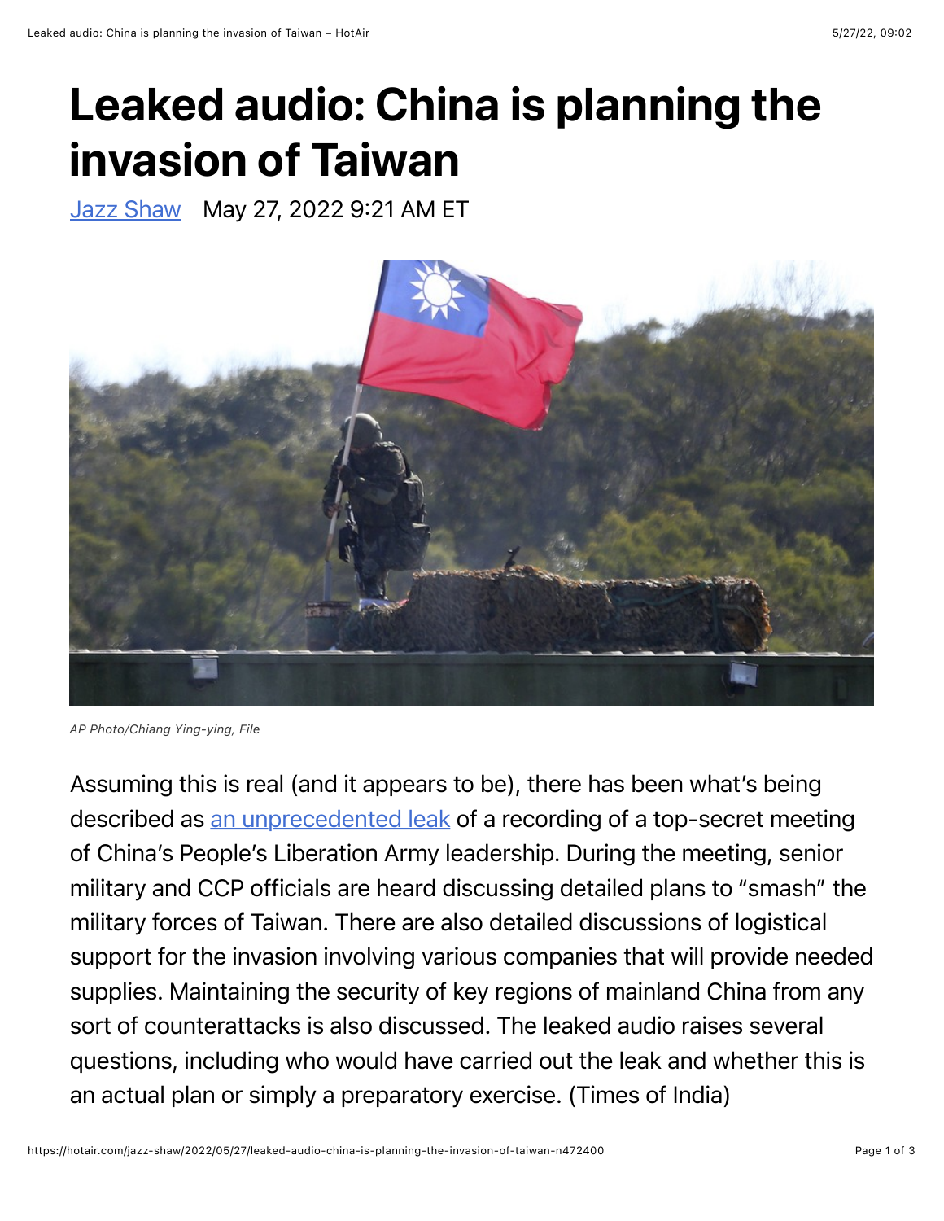# Leaked audio: China is planning the invasion of Taiwan

[Jazz Shaw](#) May 27, 2022 9:21 AM ET

*AP Photo/Chiang Ying-ying, File*

Assuming this is real (and it appears to be), there has been what's being described as [an unprecedented leak](#) of a recording of a top-secret meeting of China's People's Liberation Army leadership. During the meeting, senior military and CCP officials are heard discussing detailed plans to "smash" the military forces of Taiwan. There are also detailed discussions of logistical support for the invasion involving various companies that will provide needed supplies. Maintaining the security of key regions of mainland China from any sort of counterattacks is also discussed. The leaked audio raises several questions, including who would have carried out the leak and whether this is an actual plan or simply a preparatory exercise. (Times of India)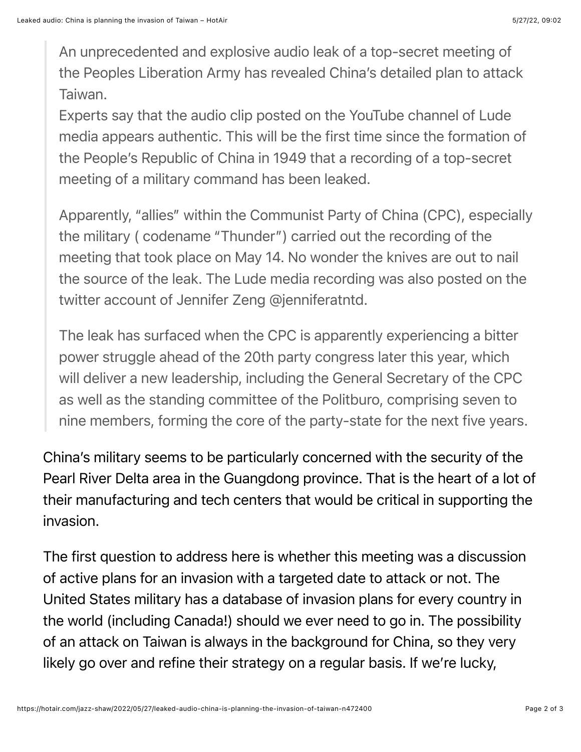> An unprecedented and explosive audio leak of a top-secret meeting of the Peoples Liberation Army has revealed China's detailed plan to attack Taiwan.
> Experts say that the audio clip posted on the YouTube channel of Lude media appears authentic. This will be the first time since the formation of the People's Republic of China in 1949 that a recording of a top-secret meeting of a military command has been leaked.
>
> Apparently, "allies" within the Communist Party of China (CPC), especially the military ( codename "Thunder") carried out the recording of the meeting that took place on May 14. No wonder the knives are out to nail the source of the leak. The Lude media recording was also posted on the twitter account of Jennifer Zeng @jenniferatntd.
>
> The leak has surfaced when the CPC is apparently experiencing a bitter power struggle ahead of the 20th party congress later this year, which will deliver a new leadership, including the General Secretary of the CPC as well as the standing committee of the Politburo, comprising seven to nine members, forming the core of the party-state for the next five years.

China's military seems to be particularly concerned with the security of the Pearl River Delta area in the Guangdong province. That is the heart of a lot of their manufacturing and tech centers that would be critical in supporting the invasion.

The first question to address here is whether this meeting was a discussion of active plans for an invasion with a targeted date to attack or not. The United States military has a database of invasion plans for every country in the world (including Canada!) should we ever need to go in. The possibility of an attack on Taiwan is always in the background for China, so they very likely go over and refine their strategy on a regular basis. If we're lucky,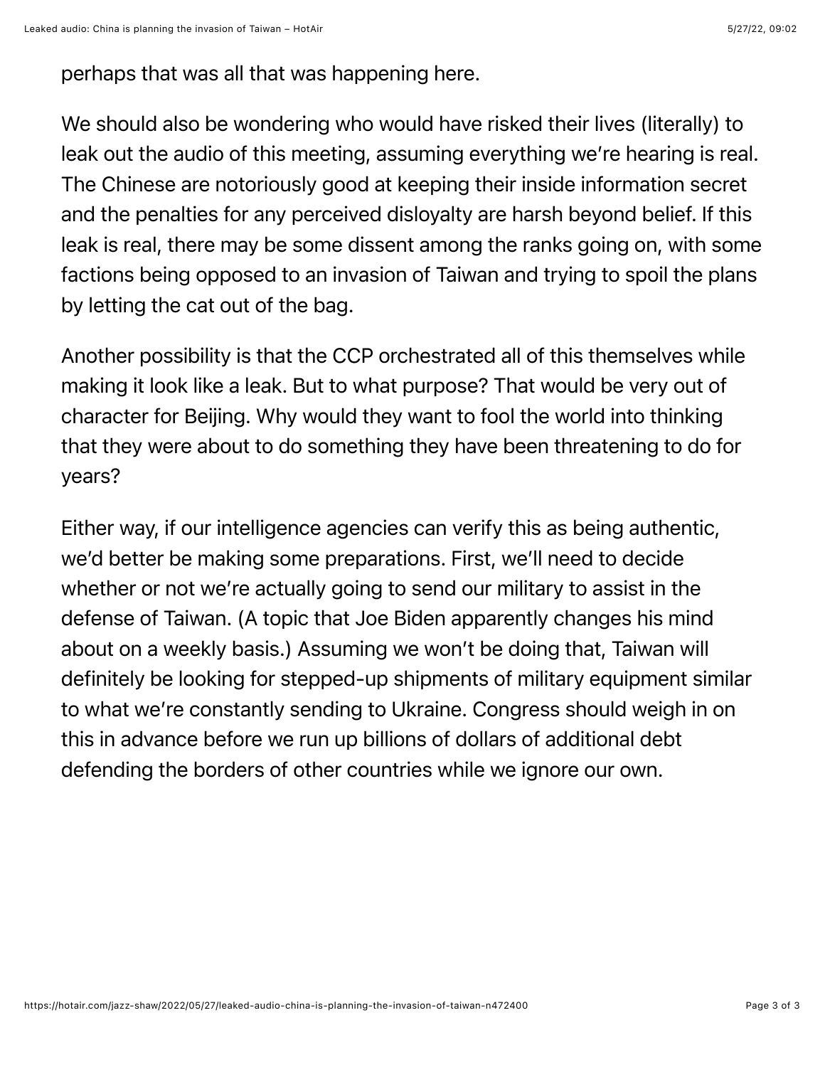perhaps that was all that was happening here.

We should also be wondering who would have risked their lives (literally) to leak out the audio of this meeting, assuming everything we're hearing is real. The Chinese are notoriously good at keeping their inside information secret and the penalties for any perceived disloyalty are harsh beyond belief. If this leak is real, there may be some dissent among the ranks going on, with some factions being opposed to an invasion of Taiwan and trying to spoil the plans by letting the cat out of the bag.

Another possibility is that the CCP orchestrated all of this themselves while making it look like a leak. But to what purpose? That would be very out of character for Beijing. Why would they want to fool the world into thinking that they were about to do something they have been threatening to do for years?

Either way, if our intelligence agencies can verify this as being authentic, we'd better be making some preparations. First, we'll need to decide whether or not we're actually going to send our military to assist in the defense of Taiwan. (A topic that Joe Biden apparently changes his mind about on a weekly basis.) Assuming we won't be doing that, Taiwan will definitely be looking for stepped-up shipments of military equipment similar to what we're constantly sending to Ukraine. Congress should weigh in on this in advance before we run up billions of dollars of additional debt defending the borders of other countries while we ignore our own.